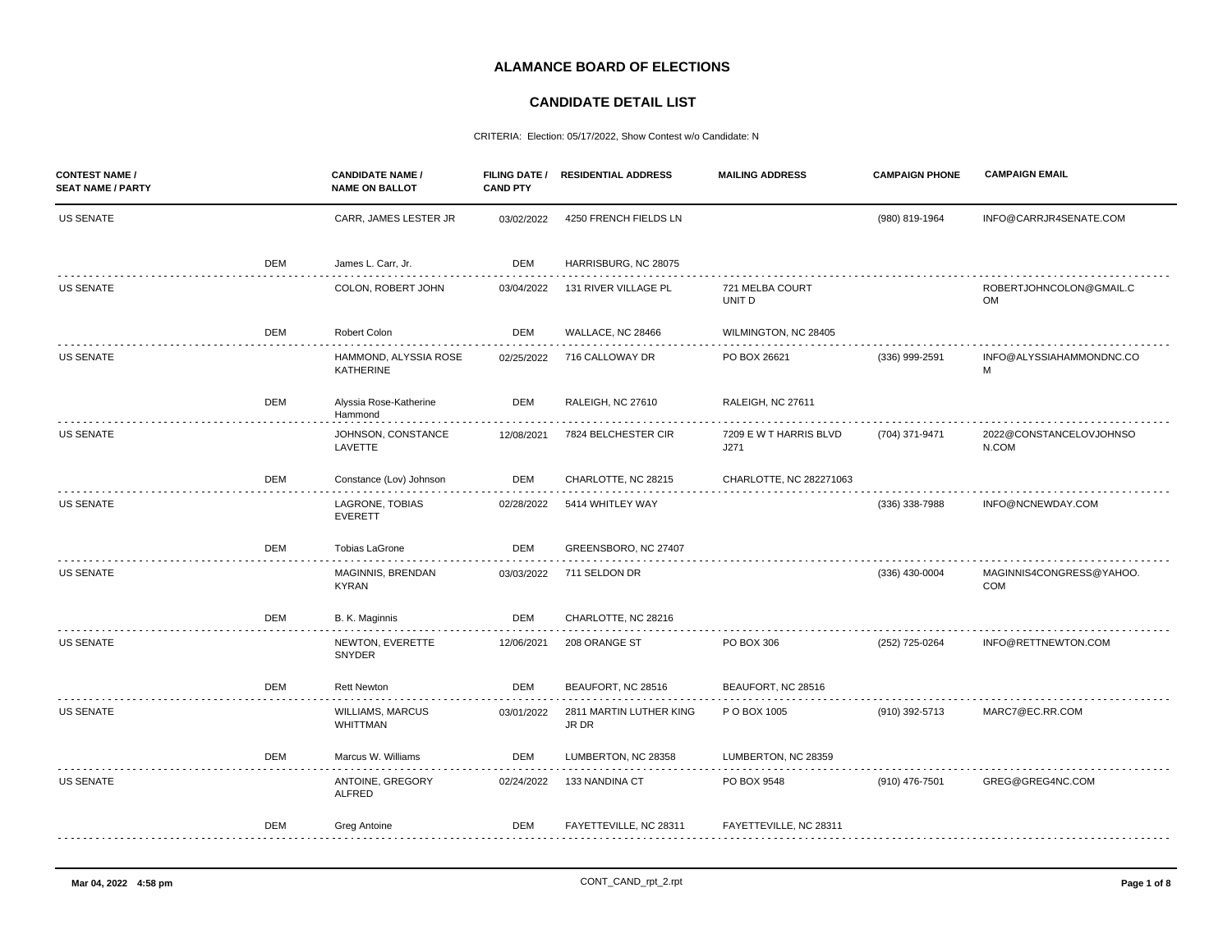## ALAMANCE BOARD OF ELECTIONS

## CANDIDATE DETAIL LIST

CRITERIA: Election: 05/17/2022, Show Contest w/o Candidate: N

| CONTEST NAME / SEAT NAME / PARTY | | CANDIDATE NAME / NAME ON BALLOT | FILING DATE / CAND PTY | RESIDENTIAL ADDRESS | MAILING ADDRESS | CAMPAIGN PHONE | CAMPAIGN EMAIL |
|---|---|---|---|---|---|---|---|
| US SENATE | | CARR, JAMES LESTER JR | 03/02/2022 | 4250 FRENCH FIELDS LN | | (980) 819-1964 | INFO@CARRJR4SENATE.COM |
| | DEM | James L. Carr, Jr. | DEM | HARRISBURG, NC 28075 | | | |
| US SENATE | | COLON, ROBERT JOHN | 03/04/2022 | 131 RIVER VILLAGE PL | 721 MELBA COURT UNIT D | | ROBERTJOHNCOLON@GMAIL.COM |
| | DEM | Robert Colon | DEM | WALLACE, NC 28466 | WILMINGTON, NC 28405 | | |
| US SENATE | | HAMMOND, ALYSSIA ROSE KATHERINE | 02/25/2022 | 716 CALLOWAY DR | PO BOX 26621 | (336) 999-2591 | INFO@ALYSSIAHAMMONDNC.COM |
| | DEM | Alyssia Rose-Katherine Hammond | DEM | RALEIGH, NC 27610 | RALEIGH, NC 27611 | | |
| US SENATE | | JOHNSON, CONSTANCE LAVETTE | 12/08/2021 | 7824 BELCHESTER CIR | 7209 E W T HARRIS BLVD J271 | (704) 371-9471 | 2022@CONSTANCELOVJOHNSON.COM |
| | DEM | Constance (Lov) Johnson | DEM | CHARLOTTE, NC 28215 | CHARLOTTE, NC 282271063 | | |
| US SENATE | | LAGRONE, TOBIAS EVERETT | 02/28/2022 | 5414 WHITLEY WAY | | (336) 338-7988 | INFO@NCNEWDAY.COM |
| | DEM | Tobias LaGrone | DEM | GREENSBORO, NC 27407 | | | |
| US SENATE | | MAGINNIS, BRENDAN KYRAN | 03/03/2022 | 711 SELDON DR | | (336) 430-0004 | MAGINNIS4CONGRESS@YAHOO.COM |
| | DEM | B. K. Maginnis | DEM | CHARLOTTE, NC 28216 | | | |
| US SENATE | | NEWTON, EVERETTE SNYDER | 12/06/2021 | 208 ORANGE ST | PO BOX 306 | (252) 725-0264 | INFO@RETTNEWTON.COM |
| | DEM | Rett Newton | DEM | BEAUFORT, NC 28516 | BEAUFORT, NC 28516 | | |
| US SENATE | | WILLIAMS, MARCUS WHITTMAN | 03/01/2022 | 2811 MARTIN LUTHER KING JR DR | P O BOX 1005 | (910) 392-5713 | MARC7@EC.RR.COM |
| | DEM | Marcus W. Williams | DEM | LUMBERTON, NC 28358 | LUMBERTON, NC 28359 | | |
| US SENATE | | ANTOINE, GREGORY ALFRED | 02/24/2022 | 133 NANDINA CT | PO BOX 9548 | (910) 476-7501 | GREG@GREG4NC.COM |
| | DEM | Greg Antoine | DEM | FAYETTEVILLE, NC 28311 | FAYETTEVILLE, NC 28311 | | |

Mar 04, 2022 4:58 pm CONT_CAND_rpt_2.rpt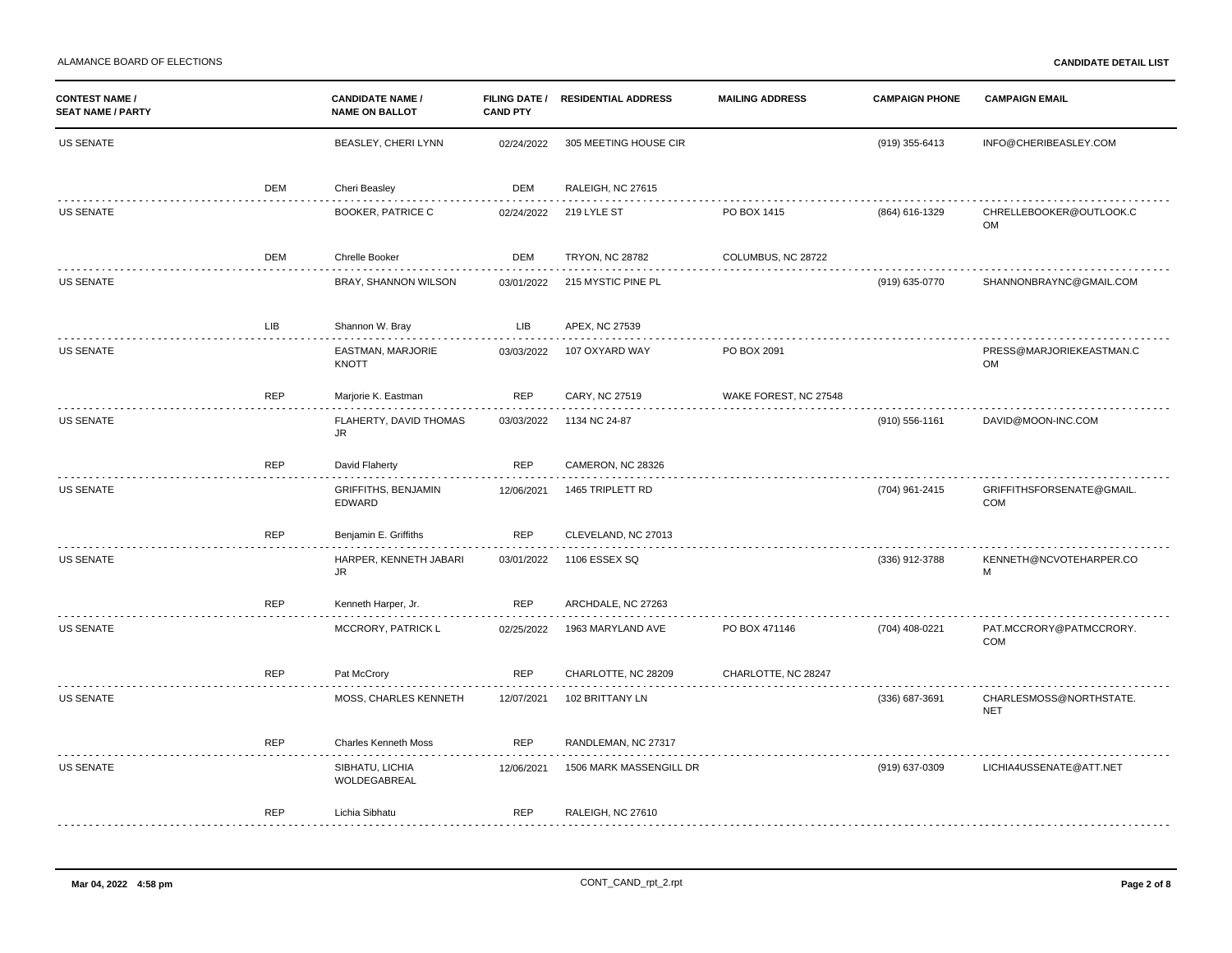| CONTEST NAME / SEAT NAME / PARTY | | CANDIDATE NAME / NAME ON BALLOT | FILING DATE / CAND PTY | RESIDENTIAL ADDRESS | MAILING ADDRESS | CAMPAIGN PHONE | CAMPAIGN EMAIL |
|---|---|---|---|---|---|---|---|
| US SENATE | | BEASLEY, CHERI LYNN | 02/24/2022 | 305 MEETING HOUSE CIR | | (919) 355-6413 | INFO@CHERIBEASLEY.COM |
| | DEM | Cheri Beasley | DEM | RALEIGH, NC 27615 | | | |
| US SENATE | | BOOKER, PATRICE C | 02/24/2022 | 219 LYLE ST | PO BOX 1415 | (864) 616-1329 | CHRELLEBOOKER@OUTLOOK.COM |
| | DEM | Chrelle Booker | DEM | TRYON, NC 28782 | COLUMBUS, NC 28722 | | |
| US SENATE | | BRAY, SHANNON WILSON | 03/01/2022 | 215 MYSTIC PINE PL | | (919) 635-0770 | SHANNONBRAYNC@GMAIL.COM |
| | LIB | Shannon W. Bray | LIB | APEX, NC 27539 | | | |
| US SENATE | | EASTMAN, MARJORIE KNOTT | 03/03/2022 | 107 OXYARD WAY | PO BOX 2091 | | PRESS@MARJORIEKEASTMAN.COM |
| | REP | Marjorie K. Eastman | REP | CARY, NC 27519 | WAKE FOREST, NC 27548 | | |
| US SENATE | | FLAHERTY, DAVID THOMAS JR | 03/03/2022 | 1134 NC 24-87 | | (910) 556-1161 | DAVID@MOON-INC.COM |
| | REP | David Flaherty | REP | CAMERON, NC 28326 | | | |
| US SENATE | | GRIFFITHS, BENJAMIN EDWARD | 12/06/2021 | 1465 TRIPLETT RD | | (704) 961-2415 | GRIFFITHSFORSENATE@GMAIL.COM |
| | REP | Benjamin E. Griffiths | REP | CLEVELAND, NC 27013 | | | |
| US SENATE | | HARPER, KENNETH JABARI JR | 03/01/2022 | 1106 ESSEX SQ | | (336) 912-3788 | KENNETH@NCVOTEHARPER.COM |
| | REP | Kenneth Harper, Jr. | REP | ARCHDALE, NC 27263 | | | |
| US SENATE | | MCCRORY, PATRICK L | 02/25/2022 | 1963 MARYLAND AVE | PO BOX 471146 | (704) 408-0221 | PAT.MCCRORY@PATMCCRORY.COM |
| | REP | Pat McCrory | REP | CHARLOTTE, NC 28209 | CHARLOTTE, NC 28247 | | |
| US SENATE | | MOSS, CHARLES KENNETH | 12/07/2021 | 102 BRITTANY LN | | (336) 687-3691 | CHARLESMOSS@NORTHSTATE.NET |
| | REP | Charles Kenneth Moss | REP | RANDLEMAN, NC 27317 | | | |
| US SENATE | | SIBHATU, LICHIA WOLDEGABREAL | 12/06/2021 | 1506 MARK MASSENGILL DR | | (919) 637-0309 | LICHIA4USSENATE@ATT.NET |
| | REP | Lichia Sibhatu | REP | RALEIGH, NC 27610 | | | |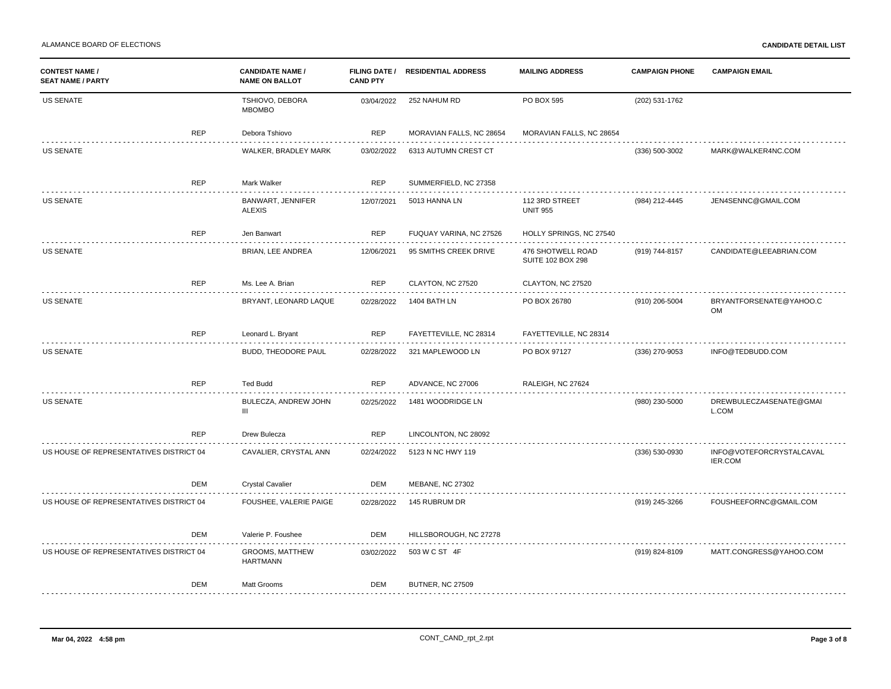ALAMANCE BOARD OF ELECTIONS

**CANDIDATE DETAIL LIST**

| CONTEST NAME / SEAT NAME / PARTY | CANDIDATE NAME / NAME ON BALLOT | FILING DATE / CAND PTY | RESIDENTIAL ADDRESS | MAILING ADDRESS | CAMPAIGN PHONE | CAMPAIGN EMAIL |
|---|---|---|---|---|---|---|
| US SENATE | TSHIOVO, DEBORA MBOMBO | 03/04/2022 | 252 NAHUM RD | PO BOX 595 | (202) 531-1762 | |
| REP | Debora Tshiovo | REP | MORAVIAN FALLS, NC 28654 | MORAVIAN FALLS, NC 28654 | | |
| US SENATE | WALKER, BRADLEY MARK | 03/02/2022 | 6313 AUTUMN CREST CT | | (336) 500-3002 | MARK@WALKER4NC.COM |
| REP | Mark Walker | REP | SUMMERFIELD, NC 27358 | | | |
| US SENATE | BANWART, JENNIFER ALEXIS | 12/07/2021 | 5013 HANNA LN | 112 3RD STREET UNIT 955 | (984) 212-4445 | JEN4SENNC@GMAIL.COM |
| REP | Jen Banwart | REP | FUQUAY VARINA, NC 27526 | HOLLY SPRINGS, NC 27540 | | |
| US SENATE | BRIAN, LEE ANDREA | 12/06/2021 | 95 SMITHS CREEK DRIVE | 476 SHOTWELL ROAD SUITE 102 BOX 298 | (919) 744-8157 | CANDIDATE@LEEABRIAN.COM |
| REP | Ms. Lee A. Brian | REP | CLAYTON, NC 27520 | CLAYTON, NC 27520 | | |
| US SENATE | BRYANT, LEONARD LAQUE | 02/28/2022 | 1404 BATH LN | PO BOX 26780 | (910) 206-5004 | BRYANTFORSENATE@YAHOO.COM |
| REP | Leonard L. Bryant | REP | FAYETTEVILLE, NC 28314 | FAYETTEVILLE, NC 28314 | | |
| US SENATE | BUDD, THEODORE PAUL | 02/28/2022 | 321 MAPLEWOOD LN | PO BOX 97127 | (336) 270-9053 | INFO@TEDBUDD.COM |
| REP | Ted Budd | REP | ADVANCE, NC 27006 | RALEIGH, NC 27624 | | |
| US SENATE | BULECZA, ANDREW JOHN III | 02/25/2022 | 1481 WOODRIDGE LN | | (980) 230-5000 | DREWBULECZA4SENATE@GMAIL.COM |
| REP | Drew Bulecza | REP | LINCOLNTON, NC 28092 | | | |
| US HOUSE OF REPRESENTATIVES DISTRICT 04 | CAVALIER, CRYSTAL ANN | 02/24/2022 | 5123 N NC HWY 119 | | (336) 530-0930 | INFO@VOTEFORCRYSTALCAVALIER.COM |
| DEM | Crystal Cavalier | DEM | MEBANE, NC 27302 | | | |
| US HOUSE OF REPRESENTATIVES DISTRICT 04 | FOUSHEE, VALERIE PAIGE | 02/28/2022 | 145 RUBRUM DR | | (919) 245-3266 | FOUSHEEFORNC@GMAIL.COM |
| DEM | Valerie P. Foushee | DEM | HILLSBOROUGH, NC 27278 | | | |
| US HOUSE OF REPRESENTATIVES DISTRICT 04 | GROOMS, MATTHEW HARTMANN | 03/02/2022 | 503 W C ST 4F | | (919) 824-8109 | MATT.CONGRESS@YAHOO.COM |
| DEM | Matt Grooms | DEM | BUTNER, NC 27509 | | | |

Mar 04, 2022 4:58 pm CONT_CAND_rpt_2.rpt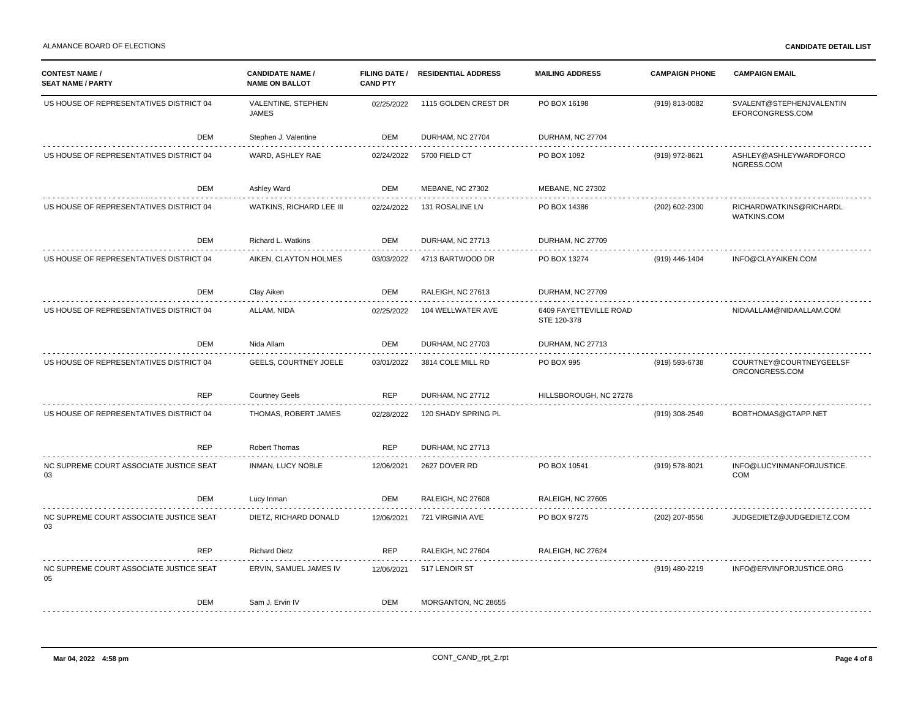| CONTEST NAME / SEAT NAME / PARTY | CANDIDATE NAME / NAME ON BALLOT | FILING DATE / CAND PTY | RESIDENTIAL ADDRESS | MAILING ADDRESS | CAMPAIGN PHONE | CAMPAIGN EMAIL |
|---|---|---|---|---|---|---|
| US HOUSE OF REPRESENTATIVES DISTRICT 04 | VALENTINE, STEPHEN JAMES | 02/25/2022 | 1115 GOLDEN CREST DR | PO BOX 16198 | (919) 813-0082 | SVALENT@STEPHENJVALENTINEFORCONGRESS.COM |
| DEM | Stephen J. Valentine | DEM | DURHAM, NC 27704 | DURHAM, NC 27704 | | |
| US HOUSE OF REPRESENTATIVES DISTRICT 04 | WARD, ASHLEY RAE | 02/24/2022 | 5700 FIELD CT | PO BOX 1092 | (919) 972-8621 | ASHLEY@ASHLEYWARDFORCONGRESS.COM |
| DEM | Ashley Ward | DEM | MEBANE, NC 27302 | MEBANE, NC 27302 | | |
| US HOUSE OF REPRESENTATIVES DISTRICT 04 | WATKINS, RICHARD LEE III | 02/24/2022 | 131 ROSALINE LN | PO BOX 14386 | (202) 602-2300 | RICHARDWATKINS@RICHARDLWATKINS.COM |
| DEM | Richard L. Watkins | DEM | DURHAM, NC 27713 | DURHAM, NC 27709 | | |
| US HOUSE OF REPRESENTATIVES DISTRICT 04 | AIKEN, CLAYTON HOLMES | 03/03/2022 | 4713 BARTWOOD DR | PO BOX 13274 | (919) 446-1404 | INFO@CLAYAIKEN.COM |
| DEM | Clay Aiken | DEM | RALEIGH, NC 27613 | DURHAM, NC 27709 | | |
| US HOUSE OF REPRESENTATIVES DISTRICT 04 | ALLAM, NIDA | 02/25/2022 | 104 WELLWATER AVE | 6409 FAYETTEVILLE ROAD STE 120-378 | | NIDAALLAM@NIDAALLAM.COM |
| DEM | Nida Allam | DEM | DURHAM, NC 27703 | DURHAM, NC 27713 | | |
| US HOUSE OF REPRESENTATIVES DISTRICT 04 | GEELS, COURTNEY JOELE | 03/01/2022 | 3814 COLE MILL RD | PO BOX 995 | (919) 593-6738 | COURTNEY@COURTNEYGEELSFORCONGRESS.COM |
| REP | Courtney Geels | REP | DURHAM, NC 27712 | HILLSBOROUGH, NC 27278 | | |
| US HOUSE OF REPRESENTATIVES DISTRICT 04 | THOMAS, ROBERT JAMES | 02/28/2022 | 120 SHADY SPRING PL | | (919) 308-2549 | BOBTHOMAS@GTAPP.NET |
| REP | Robert Thomas | REP | DURHAM, NC 27713 | | | |
| NC SUPREME COURT ASSOCIATE JUSTICE SEAT 03 | INMAN, LUCY NOBLE | 12/06/2021 | 2627 DOVER RD | PO BOX 10541 | (919) 578-8021 | INFO@LUCYINMANFORJUSTICE.COM |
| DEM | Lucy Inman | DEM | RALEIGH, NC 27608 | RALEIGH, NC 27605 | | |
| NC SUPREME COURT ASSOCIATE JUSTICE SEAT 03 | DIETZ, RICHARD DONALD | 12/06/2021 | 721 VIRGINIA AVE | PO BOX 97275 | (202) 207-8556 | JUDGEDIETZ@JUDGEDIETZ.COM |
| REP | Richard Dietz | REP | RALEIGH, NC 27604 | RALEIGH, NC 27624 | | |
| NC SUPREME COURT ASSOCIATE JUSTICE SEAT 05 | ERVIN, SAMUEL JAMES IV | 12/06/2021 | 517 LENOIR ST | | (919) 480-2219 | INFO@ERVINFORJUSTICE.ORG |
| DEM | Sam J. Ervin IV | DEM | MORGANTON, NC 28655 | | | |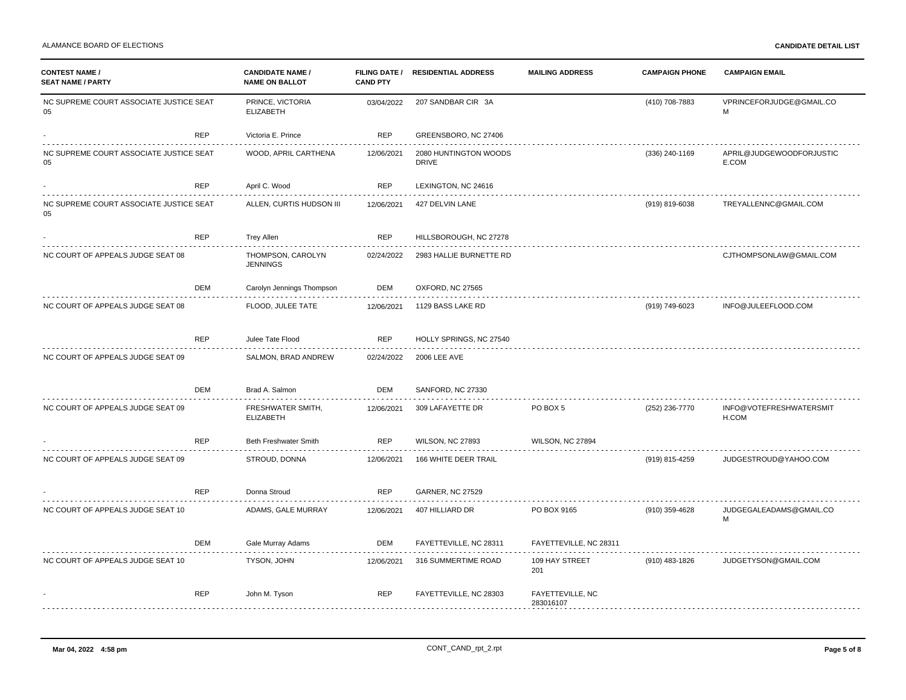ALAMANCE BOARD OF ELECTIONS

**CANDIDATE DETAIL LIST**

| CONTEST NAME / SEAT NAME / PARTY | | CANDIDATE NAME / NAME ON BALLOT | FILING DATE / CAND PTY | RESIDENTIAL ADDRESS | MAILING ADDRESS | CAMPAIGN PHONE | CAMPAIGN EMAIL |
|---|---|---|---|---|---|---|---|
| NC SUPREME COURT ASSOCIATE JUSTICE SEAT 05 | | PRINCE, VICTORIA ELIZABETH | 03/04/2022 | 207 SANDBAR CIR 3A | | (410) 708-7883 | VPRINCEFORJUDGE@GMAIL.COM |
| - | REP | Victoria E. Prince | REP | GREENSBORO, NC 27406 | | | |
| NC SUPREME COURT ASSOCIATE JUSTICE SEAT 05 | | WOOD, APRIL CARTHENA | 12/06/2021 | 2080 HUNTINGTON WOODS DRIVE | | (336) 240-1169 | APRIL@JUDGEWOODFORJUSTICE.COM |
| - | REP | April C. Wood | REP | LEXINGTON, NC 24616 | | | |
| NC SUPREME COURT ASSOCIATE JUSTICE SEAT 05 | | ALLEN, CURTIS HUDSON III | 12/06/2021 | 427 DELVIN LANE | | (919) 819-6038 | TREYALLENNC@GMAIL.COM |
| - | REP | Trey Allen | REP | HILLSBOROUGH, NC 27278 | | | |
| NC COURT OF APPEALS JUDGE SEAT 08 | | THOMPSON, CAROLYN JENNINGS | 02/24/2022 | 2983 HALLIE BURNETTE RD | | | CJTHOMPSONLAW@GMAIL.COM |
| | DEM | Carolyn Jennings Thompson | DEM | OXFORD, NC 27565 | | | |
| NC COURT OF APPEALS JUDGE SEAT 08 | | FLOOD, JULEE TATE | 12/06/2021 | 1129 BASS LAKE RD | | (919) 749-6023 | INFO@JULEEFLOOD.COM |
| | REP | Julee Tate Flood | REP | HOLLY SPRINGS, NC 27540 | | | |
| NC COURT OF APPEALS JUDGE SEAT 09 | | SALMON, BRAD ANDREW | 02/24/2022 | 2006 LEE AVE | | | |
| | DEM | Brad A. Salmon | DEM | SANFORD, NC 27330 | | | |
| NC COURT OF APPEALS JUDGE SEAT 09 | | FRESHWATER SMITH, ELIZABETH | 12/06/2021 | 309 LAFAYETTE DR | PO BOX 5 | (252) 236-7770 | INFO@VOTEFRESHWATERSMITH.COM |
| - | REP | Beth Freshwater Smith | REP | WILSON, NC 27893 | WILSON, NC 27894 | | |
| NC COURT OF APPEALS JUDGE SEAT 09 | | STROUD, DONNA | 12/06/2021 | 166 WHITE DEER TRAIL | | (919) 815-4259 | JUDGESTROUD@YAHOO.COM |
| - | REP | Donna Stroud | REP | GARNER, NC 27529 | | | |
| NC COURT OF APPEALS JUDGE SEAT 10 | | ADAMS, GALE MURRAY | 12/06/2021 | 407 HILLIARD DR | PO BOX 9165 | (910) 359-4628 | JUDGEGALEADAMS@GMAIL.COM |
| | DEM | Gale Murray Adams | DEM | FAYETTEVILLE, NC 28311 | FAYETTEVILLE, NC 28311 | | |
| NC COURT OF APPEALS JUDGE SEAT 10 | | TYSON, JOHN | 12/06/2021 | 316 SUMMERTIME ROAD | 109 HAY STREET 201 | (910) 483-1826 | JUDGETYSON@GMAIL.COM |
| - | REP | John M. Tyson | REP | FAYETTEVILLE, NC 28303 | FAYETTEVILLE, NC 283016107 | | |

Mar 04, 2022 4:58 pm CONT_CAND_rpt_2.rpt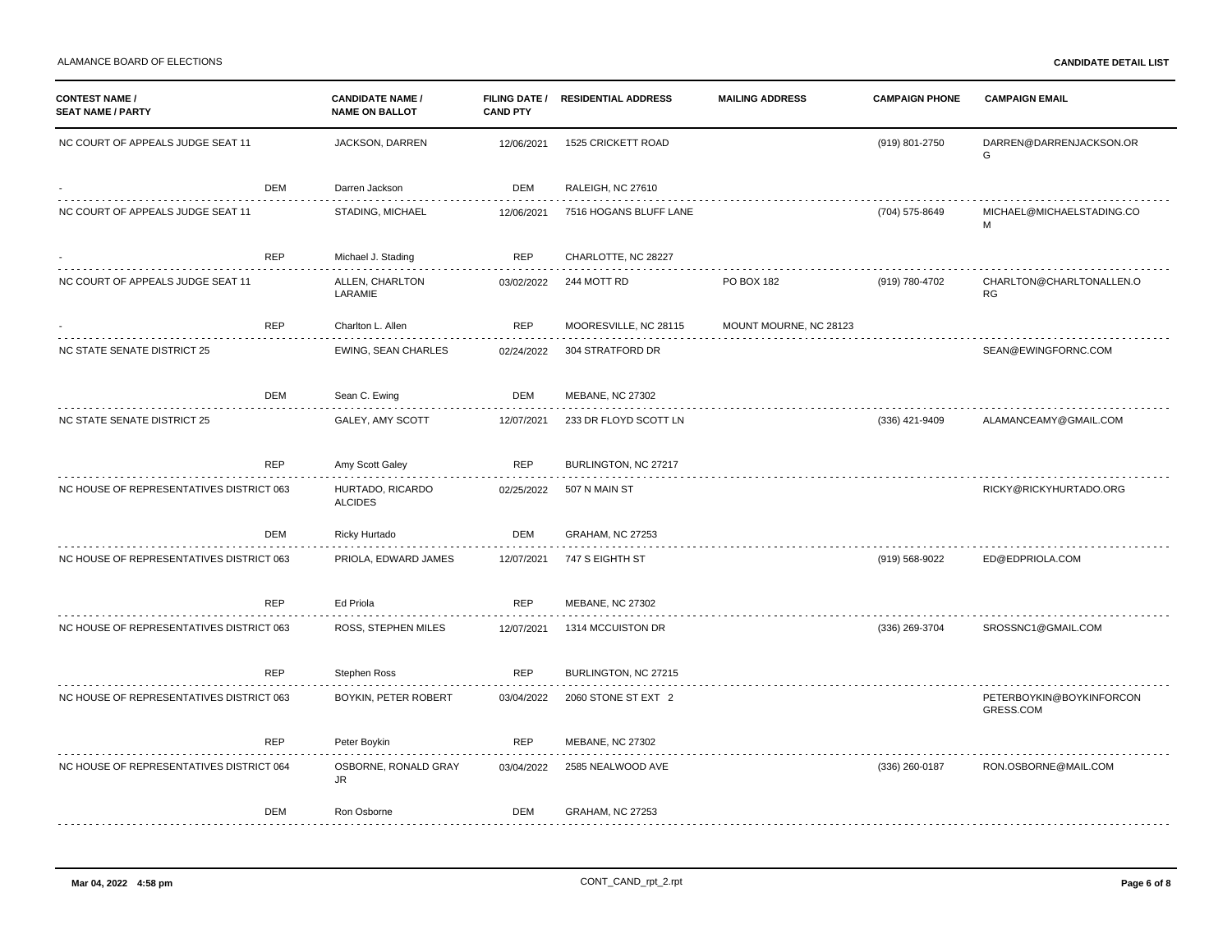| CONTEST NAME / SEAT NAME / PARTY | CANDIDATE NAME / NAME ON BALLOT | FILING DATE / CAND PTY | RESIDENTIAL ADDRESS | MAILING ADDRESS | CAMPAIGN PHONE | CAMPAIGN EMAIL |
|---|---|---|---|---|---|---|
| NC COURT OF APPEALS JUDGE SEAT 11 | JACKSON, DARREN | 12/06/2021 | 1525 CRICKETT ROAD | | (919) 801-2750 | DARREN@DARRENJACKSON.ORG |
| - DEM | Darren Jackson | DEM | RALEIGH, NC 27610 | | | |
| NC COURT OF APPEALS JUDGE SEAT 11 | STADING, MICHAEL | 12/06/2021 | 7516 HOGANS BLUFF LANE | | (704) 575-8649 | MICHAEL@MICHAELSTADING.COM |
| - REP | Michael J. Stading | REP | CHARLOTTE, NC 28227 | | | |
| NC COURT OF APPEALS JUDGE SEAT 11 | ALLEN, CHARLTON LARAMIE | 03/02/2022 | 244 MOTT RD | PO BOX 182 | (919) 780-4702 | CHARLTON@CHARLTONALLEN.ORG |
| - REP | Charlton L. Allen | REP | MOORESVILLE, NC 28115 | MOUNT MOURNE, NC 28123 | | |
| NC STATE SENATE DISTRICT 25 | EWING, SEAN CHARLES | 02/24/2022 | 304 STRATFORD DR | | | SEAN@EWINGFORNC.COM |
| DEM | Sean C. Ewing | DEM | MEBANE, NC 27302 | | | |
| NC STATE SENATE DISTRICT 25 | GALEY, AMY SCOTT | 12/07/2021 | 233 DR FLOYD SCOTT LN | | (336) 421-9409 | ALAMANCEAMY@GMAIL.COM |
| REP | Amy Scott Galey | REP | BURLINGTON, NC 27217 | | | |
| NC HOUSE OF REPRESENTATIVES DISTRICT 063 | HURTADO, RICARDO ALCIDES | 02/25/2022 | 507 N MAIN ST | | | RICKY@RICKYHURTADO.ORG |
| DEM | Ricky Hurtado | DEM | GRAHAM, NC 27253 | | | |
| NC HOUSE OF REPRESENTATIVES DISTRICT 063 | PRIOLA, EDWARD JAMES | 12/07/2021 | 747 S EIGHTH ST | | (919) 568-9022 | ED@EDPRIOLA.COM |
| REP | Ed Priola | REP | MEBANE, NC 27302 | | | |
| NC HOUSE OF REPRESENTATIVES DISTRICT 063 | ROSS, STEPHEN MILES | 12/07/2021 | 1314 MCCUISTON DR | | (336) 269-3704 | SROSSNC1@GMAIL.COM |
| REP | Stephen Ross | REP | BURLINGTON, NC 27215 | | | |
| NC HOUSE OF REPRESENTATIVES DISTRICT 063 | BOYKIN, PETER ROBERT | 03/04/2022 | 2060 STONE ST EXT 2 | | | PETERBOYKIN@BOYKINFORCONGRESS.COM |
| REP | Peter Boykin | REP | MEBANE, NC 27302 | | | |
| NC HOUSE OF REPRESENTATIVES DISTRICT 064 | OSBORNE, RONALD GRAY JR | 03/04/2022 | 2585 NEALWOOD AVE | | (336) 260-0187 | RON.OSBORNE@MAIL.COM |
| DEM | Ron Osborne | DEM | GRAHAM, NC 27253 | | | |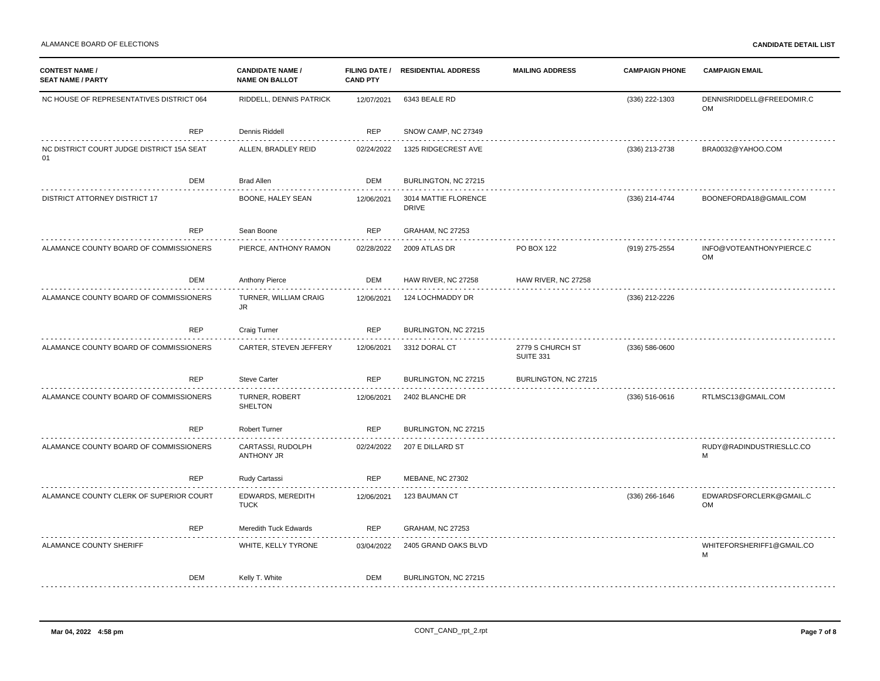ALAMANCE BOARD OF ELECTIONS

**CANDIDATE DETAIL LIST**

| CONTEST NAME / SEAT NAME / PARTY | CANDIDATE NAME / NAME ON BALLOT | FILING DATE / CAND PTY | RESIDENTIAL ADDRESS | MAILING ADDRESS | CAMPAIGN PHONE | CAMPAIGN EMAIL |
|---|---|---|---|---|---|---|
| NC HOUSE OF REPRESENTATIVES DISTRICT 064 | RIDDELL, DENNIS PATRICK | 12/07/2021 | 6343 BEALE RD | | (336) 222-1303 | DENNISRIDDELL@FREEDOMIR.COM |
| REP | Dennis Riddell | REP | SNOW CAMP, NC 27349 | | | |
| NC DISTRICT COURT JUDGE DISTRICT 15A SEAT 01 | ALLEN, BRADLEY REID | 02/24/2022 | 1325 RIDGECREST AVE | | (336) 213-2738 | BRA0032@YAHOO.COM |
| DEM | Brad Allen | DEM | BURLINGTON, NC 27215 | | | |
| DISTRICT ATTORNEY DISTRICT 17 | BOONE, HALEY SEAN | 12/06/2021 | 3014 MATTIE FLORENCE DRIVE | | (336) 214-4744 | BOONEFORDA18@GMAIL.COM |
| REP | Sean Boone | REP | GRAHAM, NC 27253 | | | |
| ALAMANCE COUNTY BOARD OF COMMISSIONERS | PIERCE, ANTHONY RAMON | 02/28/2022 | 2009 ATLAS DR | PO BOX 122 | (919) 275-2554 | INFO@VOTEANTHONYPIERCE.COM |
| DEM | Anthony Pierce | DEM | HAW RIVER, NC 27258 | HAW RIVER, NC 27258 | | |
| ALAMANCE COUNTY BOARD OF COMMISSIONERS | TURNER, WILLIAM CRAIG JR | 12/06/2021 | 124 LOCHMADDY DR | | (336) 212-2226 | |
| REP | Craig Turner | REP | BURLINGTON, NC 27215 | | | |
| ALAMANCE COUNTY BOARD OF COMMISSIONERS | CARTER, STEVEN JEFFERY | 12/06/2021 | 3312 DORAL CT | 2779 S CHURCH ST SUITE 331 | (336) 586-0600 | |
| REP | Steve Carter | REP | BURLINGTON, NC 27215 | BURLINGTON, NC 27215 | | |
| ALAMANCE COUNTY BOARD OF COMMISSIONERS | TURNER, ROBERT SHELTON | 12/06/2021 | 2402 BLANCHE DR | | (336) 516-0616 | RTLMSC13@GMAIL.COM |
| REP | Robert Turner | REP | BURLINGTON, NC 27215 | | | |
| ALAMANCE COUNTY BOARD OF COMMISSIONERS | CARTASSI, RUDOLPH ANTHONY JR | 02/24/2022 | 207 E DILLARD ST | | | RUDY@RADINDUSTRIESLLC.COM |
| REP | Rudy Cartassi | REP | MEBANE, NC 27302 | | | |
| ALAMANCE COUNTY CLERK OF SUPERIOR COURT | EDWARDS, MEREDITH TUCK | 12/06/2021 | 123 BAUMAN CT | | (336) 266-1646 | EDWARDSFORCLERK@GMAIL.COM |
| REP | Meredith Tuck Edwards | REP | GRAHAM, NC 27253 | | | |
| ALAMANCE COUNTY SHERIFF | WHITE, KELLY TYRONE | 03/04/2022 | 2405 GRAND OAKS BLVD | | | WHITEFORSHERIFF1@GMAIL.COM |
| DEM | Kelly T. White | DEM | BURLINGTON, NC 27215 | | | |

Mar 04, 2022 4:58 pm CONT_CAND_rpt_2.rpt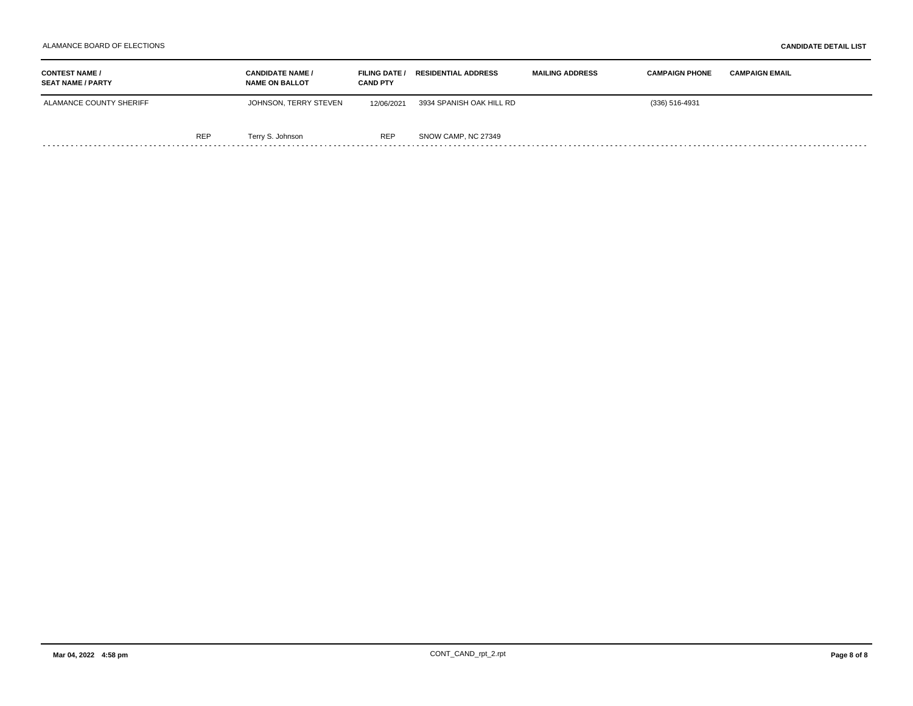| CONTEST NAME / SEAT NAME / PARTY | | CANDIDATE NAME / NAME ON BALLOT | FILING DATE / CAND PTY | RESIDENTIAL ADDRESS | MAILING ADDRESS | CAMPAIGN PHONE | CAMPAIGN EMAIL |
|---|---|---|---|---|---|---|---|
| ALAMANCE COUNTY SHERIFF | | JOHNSON, TERRY STEVEN | 12/06/2021 | 3934 SPANISH OAK HILL RD | | (336) 516-4931 | |
| | REP | Terry S. Johnson | REP | SNOW CAMP, NC 27349 | | | |